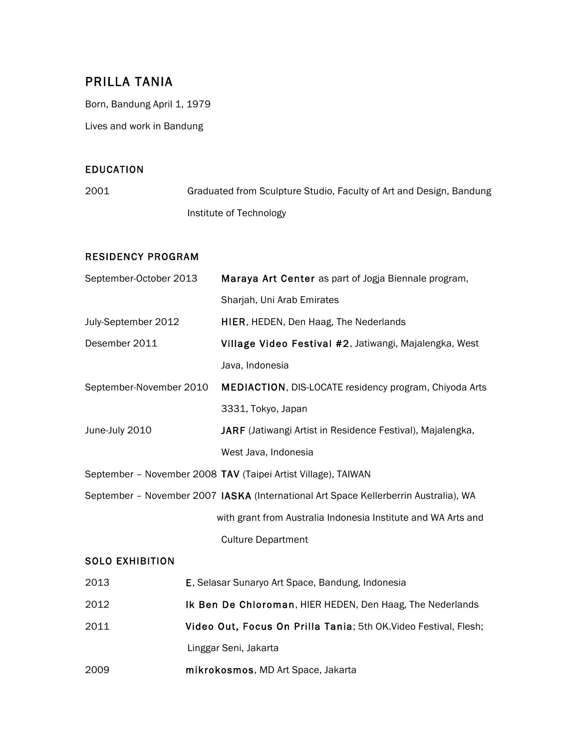# PRILLA TANIA

Born, Bandung April 1, 1979

Lives and work in Bandung

## EDUCATION

2001 Graduated from Sculpture Studio, Faculty of Art and Design, Bandung Institute of Technology

## RESIDENCY PROGRAM

September-October 2013 **Maraya Art Center** as part of Jogja Biennale program, Sharjah, Uni Arab Emirates

July-September 2012 **HIER**, HEDEN, Den Haag, The Nederlands

Desember 2011 **Village Video Festival #2**, Jatiwangi, Majalengka, West Java, Indonesia

September-November 2010 **MEDIACTION**, DIS-LOCATE residency program, Chiyoda Arts 3331, Tokyo, Japan

June-July 2010 **JARF** (Jatiwangi Artist in Residence Festival), Majalengka, West Java, Indonesia

September – November 2008 **TAV** (Taipei Artist Village), TAIWAN

September – November 2007 **IASKA** (International Art Space Kellerberrin Australia), WA with grant from Australia Indonesia Institute and WA Arts and Culture Department

## SOLO EXHIBITION

2013 **E**, Selasar Sunaryo Art Space, Bandung, Indonesia

2012 **Ik Ben De Chloroman**, HIER HEDEN, Den Haag, The Nederlands

2011 **Video Out, Focus On Prilla Tania**; 5th OK.Video Festival, Flesh; Linggar Seni, Jakarta

2009 **mikrokosmos**, MD Art Space, Jakarta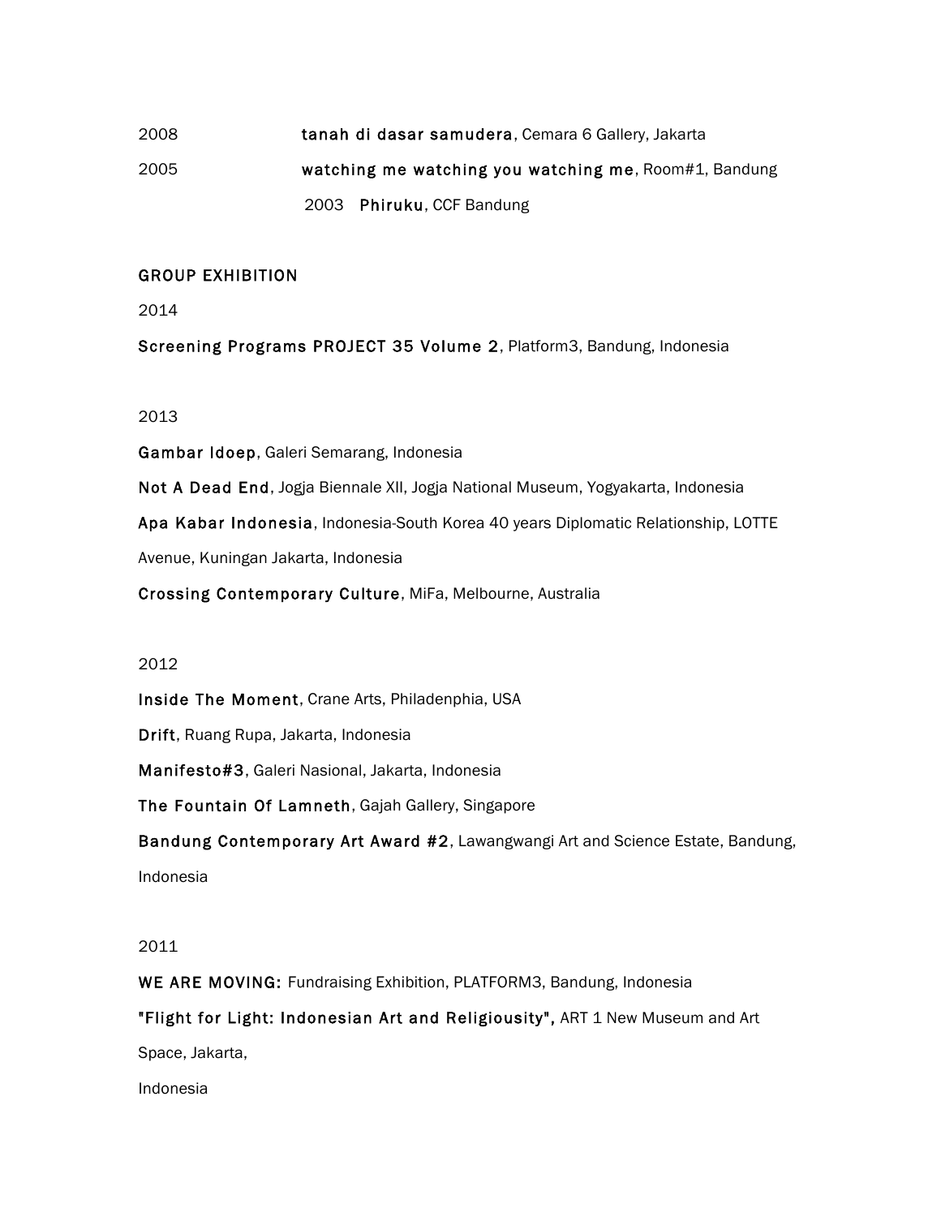2008 **tanah di dasar samudera**, Cemara 6 Gallery, Jakarta

2005 **watching me watching you watching me**, Room#1, Bandung

2003 **Phiruku**, CCF Bandung

## GROUP EXHIBITION

2014

**Screening Programs PROJECT 35 Volume 2**, Platform3, Bandung, Indonesia

2013

**Gambar Idoep**, Galeri Semarang, Indonesia

**Not A Dead End**, Jogja Biennale XII, Jogja National Museum, Yogyakarta, Indonesia

**Apa Kabar Indonesia**, Indonesia-South Korea 40 years Diplomatic Relationship, LOTTE Avenue, Kuningan Jakarta, Indonesia

**Crossing Contemporary Culture**, MiFa, Melbourne, Australia

2012

**Inside The Moment**, Crane Arts, Philadenphia, USA

**Drift**, Ruang Rupa, Jakarta, Indonesia

**Manifesto#3**, Galeri Nasional, Jakarta, Indonesia

**The Fountain Of Lamneth**, Gajah Gallery, Singapore

**Bandung Contemporary Art Award #2**, Lawangwangi Art and Science Estate, Bandung, Indonesia

2011

**WE ARE MOVING:** Fundraising Exhibition, PLATFORM3, Bandung, Indonesia

**"Flight for Light: Indonesian Art and Religiousity",** ART 1 New Museum and Art Space, Jakarta,

Indonesia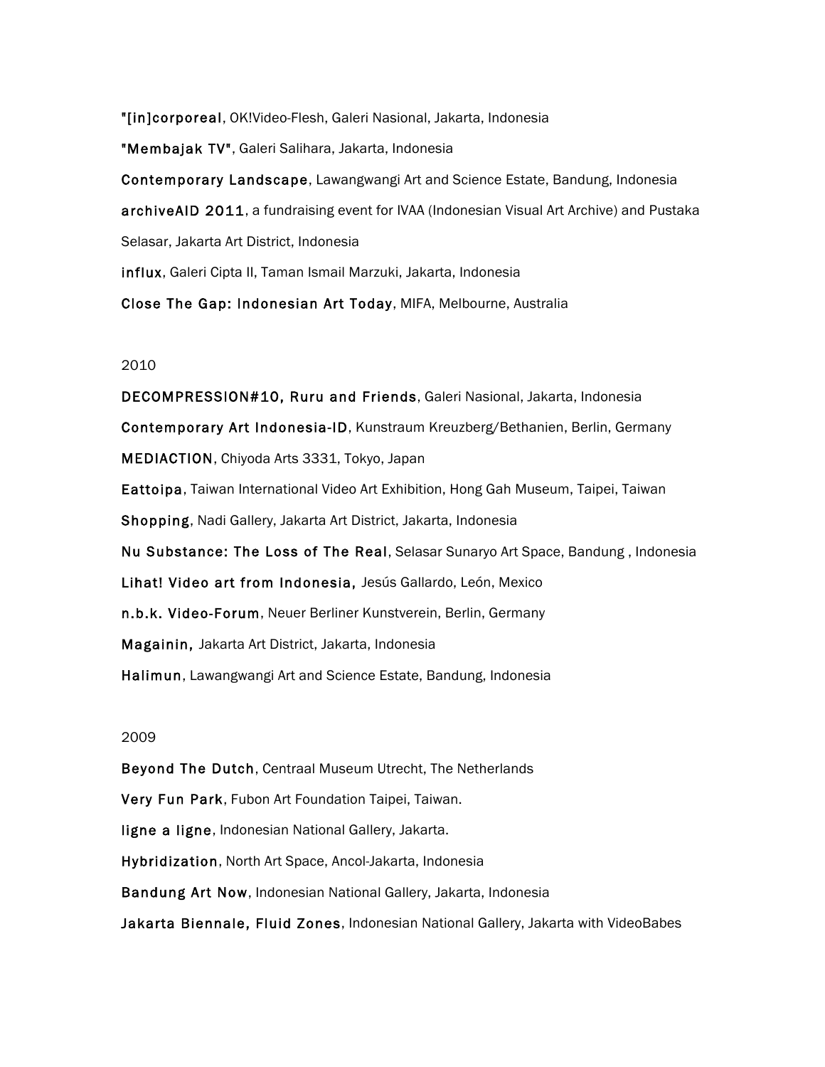**"[in]corporeal**, OK!Video-Flesh, Galeri Nasional, Jakarta, Indonesia

**"Membajak TV"**, Galeri Salihara, Jakarta, Indonesia

**Contemporary Landscape**, Lawangwangi Art and Science Estate, Bandung, Indonesia

**archiveAID 2011**, a fundraising event for IVAA (Indonesian Visual Art Archive) and Pustaka Selasar, Jakarta Art District, Indonesia

**influx**, Galeri Cipta II, Taman Ismail Marzuki, Jakarta, Indonesia

**Close The Gap: Indonesian Art Today**, MIFA, Melbourne, Australia

2010

**DECOMPRESSION#10, Ruru and Friends**, Galeri Nasional, Jakarta, Indonesia

**Contemporary Art Indonesia-ID**, Kunstraum Kreuzberg/Bethanien, Berlin, Germany

**MEDIACTION**, Chiyoda Arts 3331, Tokyo, Japan

**Eattoipa**, Taiwan International Video Art Exhibition, Hong Gah Museum, Taipei, Taiwan

**Shopping**, Nadi Gallery, Jakarta Art District, Jakarta, Indonesia

**Nu Substance: The Loss of The Real**, Selasar Sunaryo Art Space, Bandung , Indonesia

**Lihat! Video art from Indonesia,** Jesús Gallardo, León, Mexico

**n.b.k. Video-Forum**, Neuer Berliner Kunstverein, Berlin, Germany

**Magainin,** Jakarta Art District, Jakarta, Indonesia

**Halimun**, Lawangwangi Art and Science Estate, Bandung, Indonesia

2009

**Beyond The Dutch**, Centraal Museum Utrecht, The Netherlands

**Very Fun Park**, Fubon Art Foundation Taipei, Taiwan.

**ligne a ligne**, Indonesian National Gallery, Jakarta.

**Hybridization**, North Art Space, Ancol-Jakarta, Indonesia

**Bandung Art Now**, Indonesian National Gallery, Jakarta, Indonesia

**Jakarta Biennale, Fluid Zones**, Indonesian National Gallery, Jakarta with VideoBabes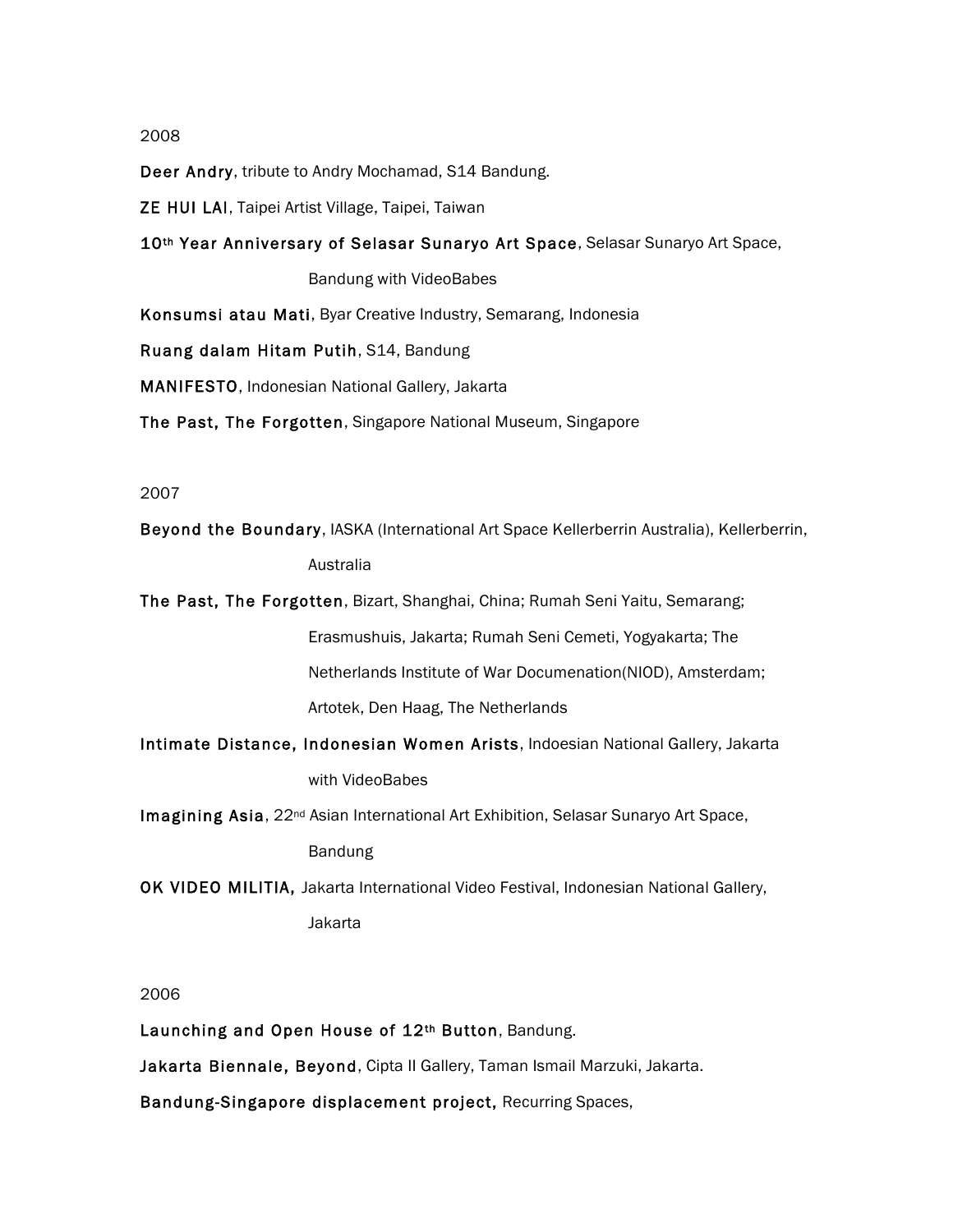2008

**Deer Andry**, tribute to Andry Mochamad, S14 Bandung.

**ZE HUI LAI**, Taipei Artist Village, Taipei, Taiwan

**10th Year Anniversary of Selasar Sunaryo Art Space**, Selasar Sunaryo Art Space, Bandung with VideoBabes

**Konsumsi atau Mati**, Byar Creative Industry, Semarang, Indonesia

**Ruang dalam Hitam Putih**, S14, Bandung

**MANIFESTO**, Indonesian National Gallery, Jakarta

**The Past, The Forgotten**, Singapore National Museum, Singapore

2007

**Beyond the Boundary**, IASKA (International Art Space Kellerberrin Australia), Kellerberrin, Australia

**The Past, The Forgotten**, Bizart, Shanghai, China; Rumah Seni Yaitu, Semarang; Erasmushuis, Jakarta; Rumah Seni Cemeti, Yogyakarta; The Netherlands Institute of War Documenation(NIOD), Amsterdam; Artotek, Den Haag, The Netherlands

**Intimate Distance, Indonesian Women Arists**, Indoesian National Gallery, Jakarta with VideoBabes

**Imagining Asia**, 22nd Asian International Art Exhibition, Selasar Sunaryo Art Space, Bandung

**OK VIDEO MILITIA,** Jakarta International Video Festival, Indonesian National Gallery, Jakarta

2006

**Launching and Open House of 12th Button**, Bandung.

**Jakarta Biennale, Beyond**, Cipta II Gallery, Taman Ismail Marzuki, Jakarta.

**Bandung-Singapore displacement project,** Recurring Spaces,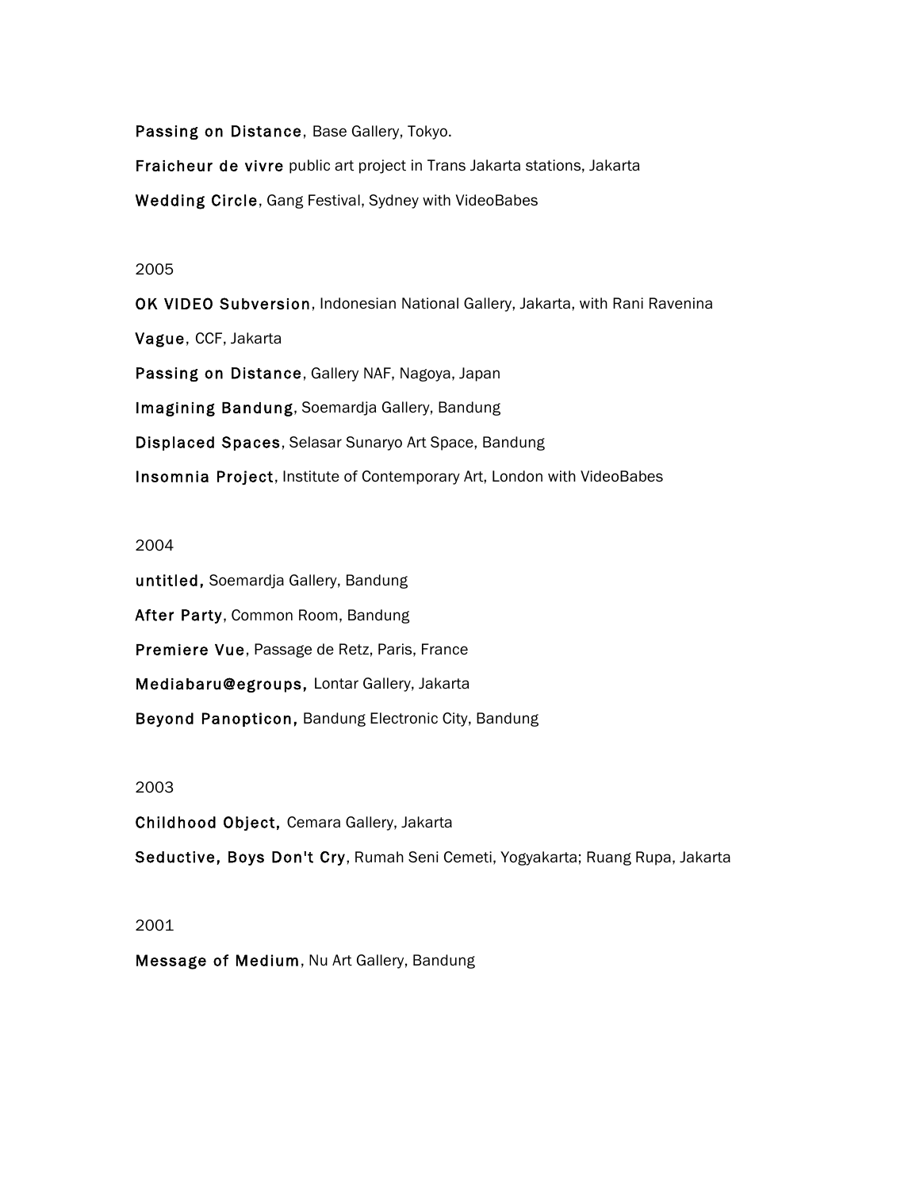**Passing on Distance**, Base Gallery, Tokyo.

**Fraicheur de vivre** public art project in Trans Jakarta stations, Jakarta

**Wedding Circle**, Gang Festival, Sydney with VideoBabes

2005

**OK VIDEO Subversion**, Indonesian National Gallery, Jakarta, with Rani Ravenina

**Vague**, CCF, Jakarta

**Passing on Distance**, Gallery NAF, Nagoya, Japan

**Imagining Bandung**, Soemardja Gallery, Bandung

**Displaced Spaces**, Selasar Sunaryo Art Space, Bandung

**Insomnia Project**, Institute of Contemporary Art, London with VideoBabes

2004

**untitled,** Soemardja Gallery, Bandung

**After Party**, Common Room, Bandung

**Premiere Vue**, Passage de Retz, Paris, France

**Mediabaru@egroups,** Lontar Gallery, Jakarta

**Beyond Panopticon,** Bandung Electronic City, Bandung

2003

**Childhood Object,** Cemara Gallery, Jakarta

**Seductive, Boys Don't Cry**, Rumah Seni Cemeti, Yogyakarta; Ruang Rupa, Jakarta

2001

**Message of Medium**, Nu Art Gallery, Bandung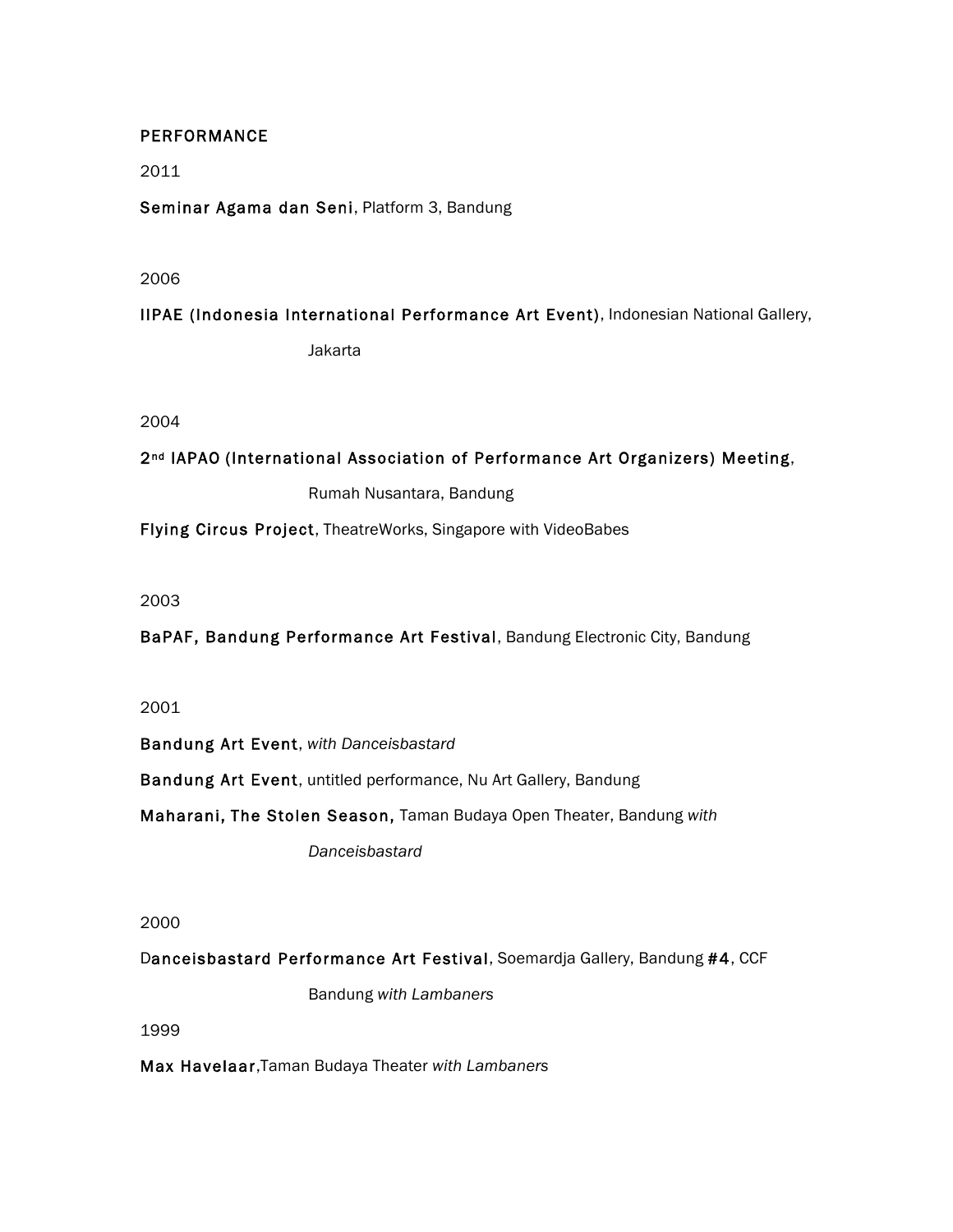PERFORMANCE

2011

**Seminar Agama dan Seni**, Platform 3, Bandung

2006

**IIPAE (Indonesia International Performance Art Event)**, Indonesian National Gallery, Jakarta

2004

**2nd IAPAO (International Association of Performance Art Organizers) Meeting**, Rumah Nusantara, Bandung

**Flying Circus Project**, TheatreWorks, Singapore with VideoBabes

2003

**BaPAF, Bandung Performance Art Festival**, Bandung Electronic City, Bandung

2001

**Bandung Art Event**, *with Danceisbastard*

**Bandung Art Event**, untitled performance, Nu Art Gallery, Bandung

**Maharani, The Stolen Season,** Taman Budaya Open Theater, Bandung *with Danceisbastard*

2000

**Danceisbastard Performance Art Festival**, Soemardja Gallery, Bandung **#4**, CCF Bandung *with Lambaners*

1999

**Max Havelaar**,Taman Budaya Theater *with Lambaners*